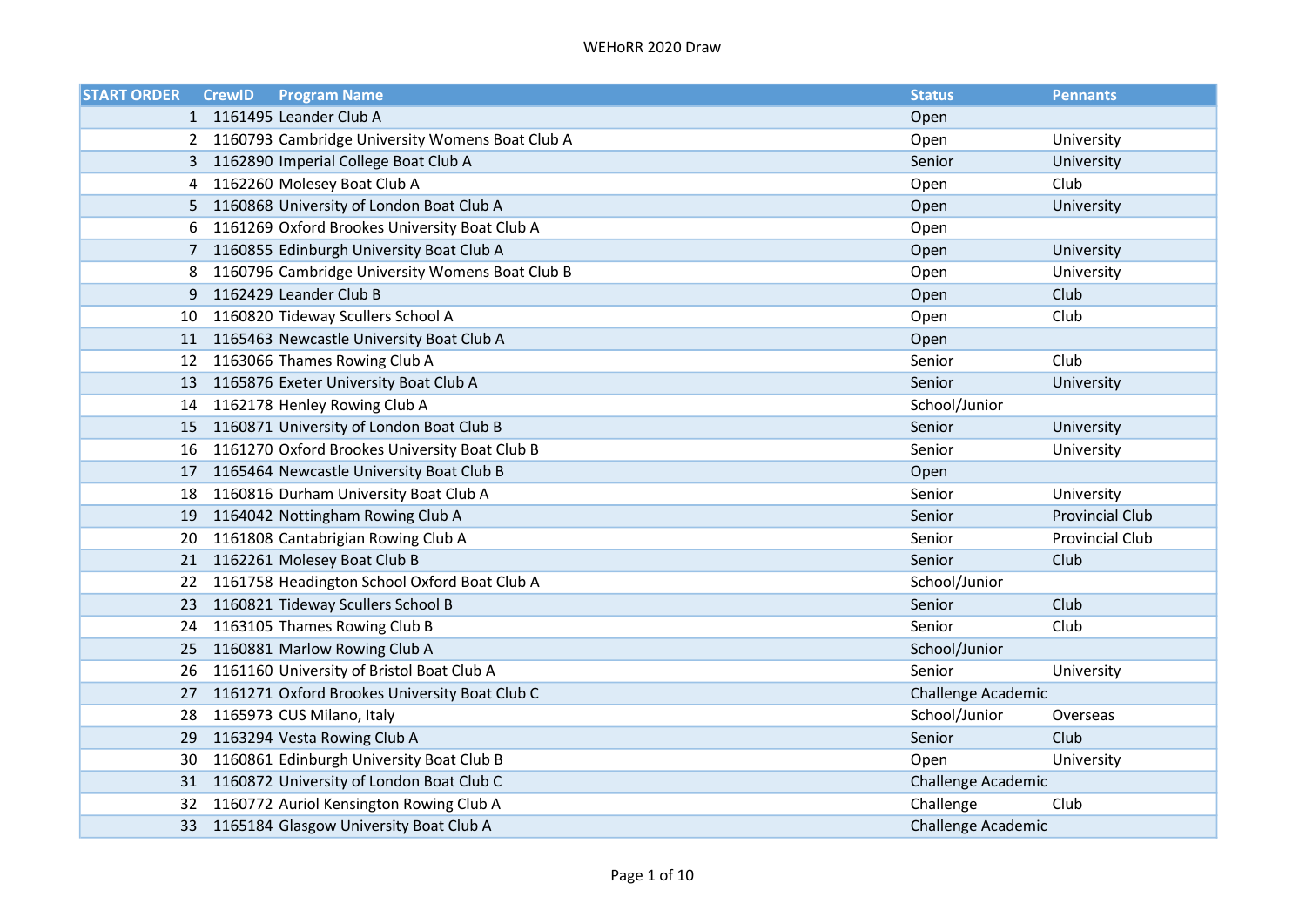# WEHoRR 2020 Draw

| START ORDER | CrewID | Program Name | Status | Pennants |
|---|---|---|---|---|
| 1 | 1161495 | Leander Club A | Open | |
| 2 | 1160793 | Cambridge University Womens Boat Club A | Open | University |
| 3 | 1162890 | Imperial College Boat Club A | Senior | University |
| 4 | 1162260 | Molesey Boat Club A | Open | Club |
| 5 | 1160868 | University of London Boat Club A | Open | University |
| 6 | 1161269 | Oxford Brookes University Boat Club A | Open | |
| 7 | 1160855 | Edinburgh University Boat Club A | Open | University |
| 8 | 1160796 | Cambridge University Womens Boat Club B | Open | University |
| 9 | 1162429 | Leander Club B | Open | Club |
| 10 | 1160820 | Tideway Scullers School A | Open | Club |
| 11 | 1165463 | Newcastle University Boat Club A | Open | |
| 12 | 1163066 | Thames Rowing Club A | Senior | Club |
| 13 | 1165876 | Exeter University Boat Club A | Senior | University |
| 14 | 1162178 | Henley Rowing Club A | School/Junior | |
| 15 | 1160871 | University of London Boat Club B | Senior | University |
| 16 | 1161270 | Oxford Brookes University Boat Club B | Senior | University |
| 17 | 1165464 | Newcastle University Boat Club B | Open | |
| 18 | 1160816 | Durham University Boat Club A | Senior | University |
| 19 | 1164042 | Nottingham Rowing Club A | Senior | Provincial Club |
| 20 | 1161808 | Cantabrigian Rowing Club A | Senior | Provincial Club |
| 21 | 1162261 | Molesey Boat Club B | Senior | Club |
| 22 | 1161758 | Headington School Oxford Boat Club A | School/Junior | |
| 23 | 1160821 | Tideway Scullers School B | Senior | Club |
| 24 | 1163105 | Thames Rowing Club B | Senior | Club |
| 25 | 1160881 | Marlow Rowing Club A | School/Junior | |
| 26 | 1161160 | University of Bristol Boat Club A | Senior | University |
| 27 | 1161271 | Oxford Brookes University Boat Club C | Challenge Academic | |
| 28 | 1165973 | CUS Milano, Italy | School/Junior | Overseas |
| 29 | 1163294 | Vesta Rowing Club A | Senior | Club |
| 30 | 1160861 | Edinburgh University Boat Club B | Open | University |
| 31 | 1160872 | University of London Boat Club C | Challenge Academic | |
| 32 | 1160772 | Auriol Kensington Rowing Club A | Challenge | Club |
| 33 | 1165184 | Glasgow University Boat Club A | Challenge Academic | |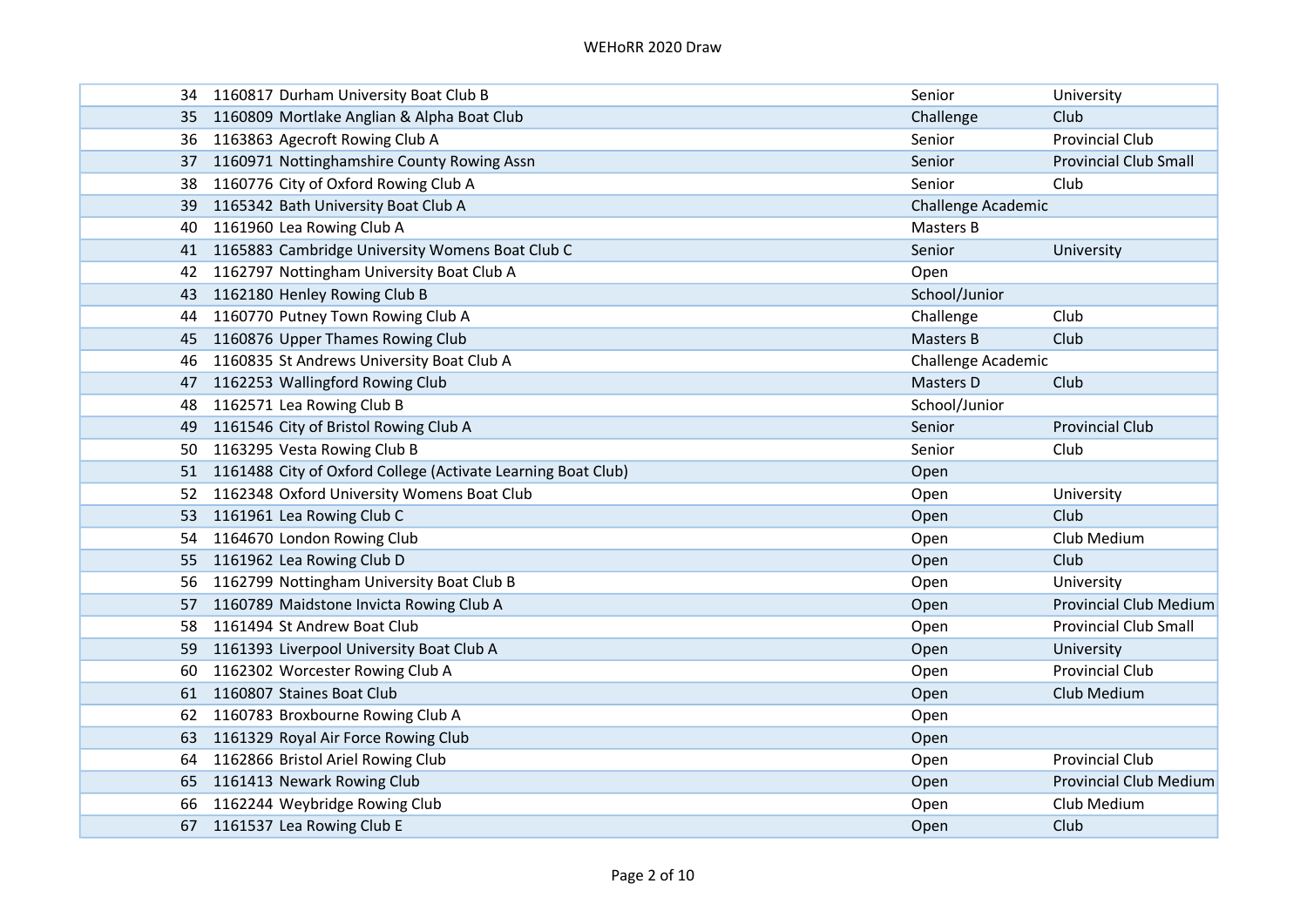| | | | | |
|---|---|---|---|---|
| 34 | 1160817 | Durham University Boat Club B | Senior | University |
| 35 | 1160809 | Mortlake Anglian & Alpha Boat Club | Challenge | Club |
| 36 | 1163863 | Agecroft Rowing Club A | Senior | Provincial Club |
| 37 | 1160971 | Nottinghamshire County Rowing Assn | Senior | Provincial Club Small |
| 38 | 1160776 | City of Oxford Rowing Club A | Senior | Club |
| 39 | 1165342 | Bath University Boat Club A | Challenge Academic | |
| 40 | 1161960 | Lea Rowing Club A | Masters B | |
| 41 | 1165883 | Cambridge University Womens Boat Club C | Senior | University |
| 42 | 1162797 | Nottingham University Boat Club A | Open | |
| 43 | 1162180 | Henley Rowing Club B | School/Junior | |
| 44 | 1160770 | Putney Town Rowing Club A | Challenge | Club |
| 45 | 1160876 | Upper Thames Rowing Club | Masters B | Club |
| 46 | 1160835 | St Andrews University Boat Club A | Challenge Academic | |
| 47 | 1162253 | Wallingford Rowing Club | Masters D | Club |
| 48 | 1162571 | Lea Rowing Club B | School/Junior | |
| 49 | 1161546 | City of Bristol Rowing Club A | Senior | Provincial Club |
| 50 | 1163295 | Vesta Rowing Club B | Senior | Club |
| 51 | 1161488 | City of Oxford College (Activate Learning Boat Club) | Open | |
| 52 | 1162348 | Oxford University Womens Boat Club | Open | University |
| 53 | 1161961 | Lea Rowing Club C | Open | Club |
| 54 | 1164670 | London Rowing Club | Open | Club Medium |
| 55 | 1161962 | Lea Rowing Club D | Open | Club |
| 56 | 1162799 | Nottingham University Boat Club B | Open | University |
| 57 | 1160789 | Maidstone Invicta Rowing Club A | Open | Provincial Club Medium |
| 58 | 1161494 | St Andrew Boat Club | Open | Provincial Club Small |
| 59 | 1161393 | Liverpool University Boat Club A | Open | University |
| 60 | 1162302 | Worcester Rowing Club A | Open | Provincial Club |
| 61 | 1160807 | Staines Boat Club | Open | Club Medium |
| 62 | 1160783 | Broxbourne Rowing Club A | Open | |
| 63 | 1161329 | Royal Air Force Rowing Club | Open | |
| 64 | 1162866 | Bristol Ariel Rowing Club | Open | Provincial Club |
| 65 | 1161413 | Newark Rowing Club | Open | Provincial Club Medium |
| 66 | 1162244 | Weybridge Rowing Club | Open | Club Medium |
| 67 | 1161537 | Lea Rowing Club E | Open | Club |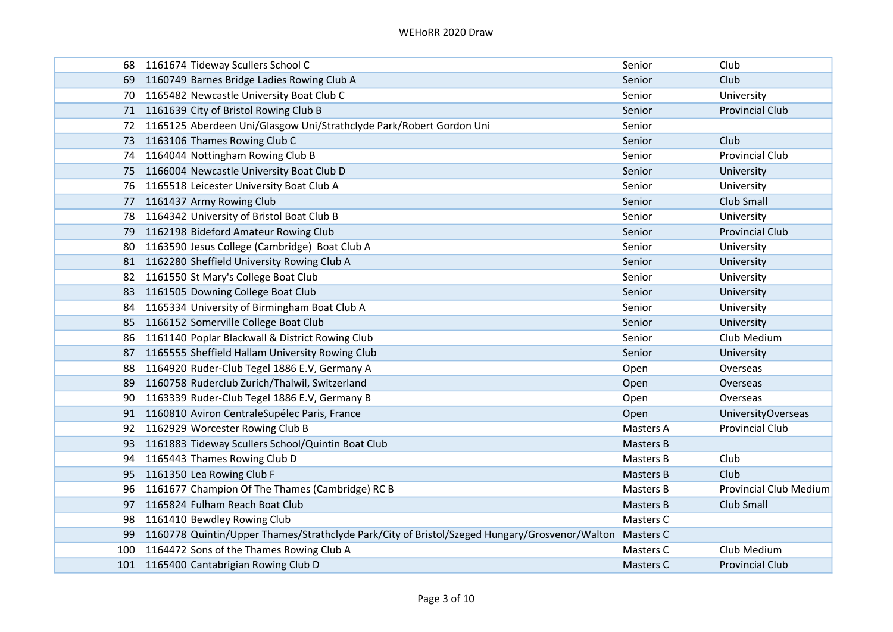| | | | | |
|---|---|---|---|---|
| 68 | 1161674 | Tideway Scullers School C | Senior | Club |
| 69 | 1160749 | Barnes Bridge Ladies Rowing Club A | Senior | Club |
| 70 | 1165482 | Newcastle University Boat Club C | Senior | University |
| 71 | 1161639 | City of Bristol Rowing Club B | Senior | Provincial Club |
| 72 | 1165125 | Aberdeen Uni/Glasgow Uni/Strathclyde Park/Robert Gordon Uni | Senior | |
| 73 | 1163106 | Thames Rowing Club C | Senior | Club |
| 74 | 1164044 | Nottingham Rowing Club B | Senior | Provincial Club |
| 75 | 1166004 | Newcastle University Boat Club D | Senior | University |
| 76 | 1165518 | Leicester University Boat Club A | Senior | University |
| 77 | 1161437 | Army Rowing Club | Senior | Club Small |
| 78 | 1164342 | University of Bristol Boat Club B | Senior | University |
| 79 | 1162198 | Bideford Amateur Rowing Club | Senior | Provincial Club |
| 80 | 1163590 | Jesus College (Cambridge) Boat Club A | Senior | University |
| 81 | 1162280 | Sheffield University Rowing Club A | Senior | University |
| 82 | 1161550 | St Mary's College Boat Club | Senior | University |
| 83 | 1161505 | Downing College Boat Club | Senior | University |
| 84 | 1165334 | University of Birmingham Boat Club A | Senior | University |
| 85 | 1166152 | Somerville College Boat Club | Senior | University |
| 86 | 1161140 | Poplar Blackwall & District Rowing Club | Senior | Club Medium |
| 87 | 1165555 | Sheffield Hallam University Rowing Club | Senior | University |
| 88 | 1164920 | Ruder-Club Tegel 1886 E.V, Germany A | Open | Overseas |
| 89 | 1160758 | Ruderclub Zurich/Thalwil, Switzerland | Open | Overseas |
| 90 | 1163339 | Ruder-Club Tegel 1886 E.V, Germany B | Open | Overseas |
| 91 | 1160810 | Aviron CentraleSupélec Paris, France | Open | UniversityOverseas |
| 92 | 1162929 | Worcester Rowing Club B | Masters A | Provincial Club |
| 93 | 1161883 | Tideway Scullers School/Quintin Boat Club | Masters B | |
| 94 | 1165443 | Thames Rowing Club D | Masters B | Club |
| 95 | 1161350 | Lea Rowing Club F | Masters B | Club |
| 96 | 1161677 | Champion Of The Thames (Cambridge) RC B | Masters B | Provincial Club Medium |
| 97 | 1165824 | Fulham Reach Boat Club | Masters B | Club Small |
| 98 | 1161410 | Bewdley Rowing Club | Masters C | |
| 99 | 1160778 | Quintin/Upper Thames/Strathclyde Park/City of Bristol/Szeged Hungary/Grosvenor/Walton | Masters C | |
| 100 | 1164472 | Sons of the Thames Rowing Club A | Masters C | Club Medium |
| 101 | 1165400 | Cantabrigian Rowing Club D | Masters C | Provincial Club |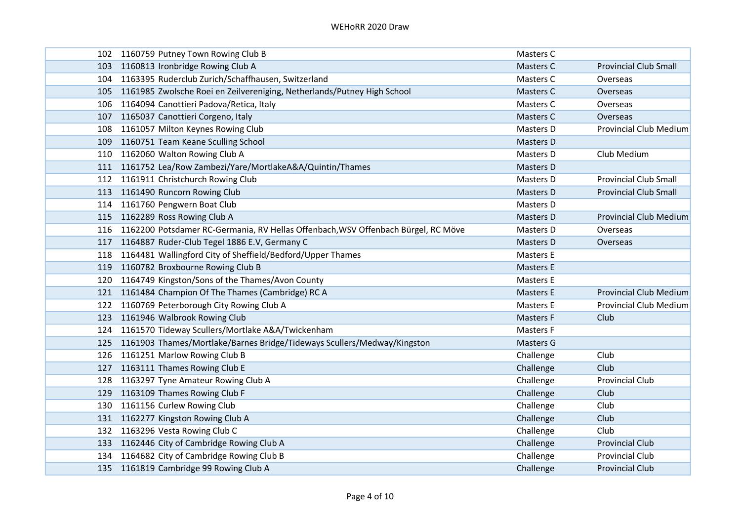| | | | | |
|---|---|---|---|---|
| 102 | 1160759 | Putney Town Rowing Club B | Masters C | |
| 103 | 1160813 | Ironbridge Rowing Club A | Masters C | Provincial Club Small |
| 104 | 1163395 | Ruderclub Zurich/Schaffhausen, Switzerland | Masters C | Overseas |
| 105 | 1161985 | Zwolsche Roei en Zeilvereniging, Netherlands/Putney High School | Masters C | Overseas |
| 106 | 1164094 | Canottieri Padova/Retica, Italy | Masters C | Overseas |
| 107 | 1165037 | Canottieri Corgeno, Italy | Masters C | Overseas |
| 108 | 1161057 | Milton Keynes Rowing Club | Masters D | Provincial Club Medium |
| 109 | 1160751 | Team Keane Sculling School | Masters D | |
| 110 | 1162060 | Walton Rowing Club A | Masters D | Club Medium |
| 111 | 1161752 | Lea/Row Zambezi/Yare/MortlakeA&A/Quintin/Thames | Masters D | |
| 112 | 1161911 | Christchurch Rowing Club | Masters D | Provincial Club Small |
| 113 | 1161490 | Runcorn Rowing Club | Masters D | Provincial Club Small |
| 114 | 1161760 | Pengwern Boat Club | Masters D | |
| 115 | 1162289 | Ross Rowing Club A | Masters D | Provincial Club Medium |
| 116 | 1162200 | Potsdamer RC-Germania, RV Hellas Offenbach,WSV Offenbach Bürgel, RC Möve | Masters D | Overseas |
| 117 | 1164887 | Ruder-Club Tegel 1886 E.V, Germany C | Masters D | Overseas |
| 118 | 1164481 | Wallingford City of Sheffield/Bedford/Upper Thames | Masters E | |
| 119 | 1160782 | Broxbourne Rowing Club B | Masters E | |
| 120 | 1164749 | Kingston/Sons of the Thames/Avon County | Masters E | |
| 121 | 1161484 | Champion Of The Thames (Cambridge) RC A | Masters E | Provincial Club Medium |
| 122 | 1160769 | Peterborough City Rowing Club A | Masters E | Provincial Club Medium |
| 123 | 1161946 | Walbrook Rowing Club | Masters F | Club |
| 124 | 1161570 | Tideway Scullers/Mortlake A&A/Twickenham | Masters F | |
| 125 | 1161903 | Thames/Mortlake/Barnes Bridge/Tideways Scullers/Medway/Kingston | Masters G | |
| 126 | 1161251 | Marlow Rowing Club B | Challenge | Club |
| 127 | 1163111 | Thames Rowing Club E | Challenge | Club |
| 128 | 1163297 | Tyne Amateur Rowing Club A | Challenge | Provincial Club |
| 129 | 1163109 | Thames Rowing Club F | Challenge | Club |
| 130 | 1161156 | Curlew Rowing Club | Challenge | Club |
| 131 | 1162277 | Kingston Rowing Club A | Challenge | Club |
| 132 | 1163296 | Vesta Rowing Club C | Challenge | Club |
| 133 | 1162446 | City of Cambridge Rowing Club A | Challenge | Provincial Club |
| 134 | 1164682 | City of Cambridge Rowing Club B | Challenge | Provincial Club |
| 135 | 1161819 | Cambridge 99 Rowing Club A | Challenge | Provincial Club |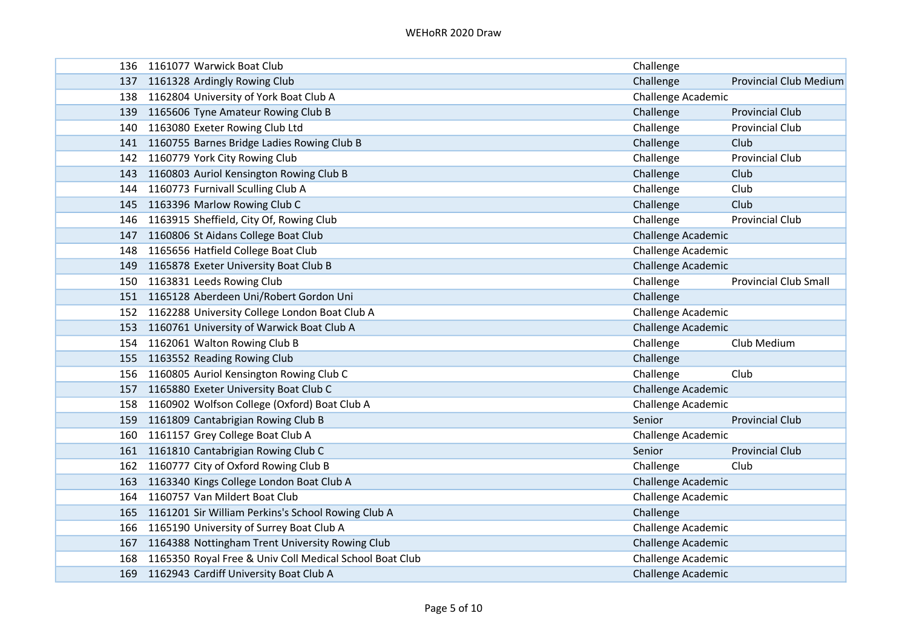| | | | | |
|---|---|---|---|---|
| 136 | 1161077 | Warwick Boat Club | Challenge | |
| 137 | 1161328 | Ardingly Rowing Club | Challenge | Provincial Club Medium |
| 138 | 1162804 | University of York Boat Club A | Challenge Academic | |
| 139 | 1165606 | Tyne Amateur Rowing Club B | Challenge | Provincial Club |
| 140 | 1163080 | Exeter Rowing Club Ltd | Challenge | Provincial Club |
| 141 | 1160755 | Barnes Bridge Ladies Rowing Club B | Challenge | Club |
| 142 | 1160779 | York City Rowing Club | Challenge | Provincial Club |
| 143 | 1160803 | Auriol Kensington Rowing Club B | Challenge | Club |
| 144 | 1160773 | Furnivall Sculling Club A | Challenge | Club |
| 145 | 1163396 | Marlow Rowing Club C | Challenge | Club |
| 146 | 1163915 | Sheffield, City Of, Rowing Club | Challenge | Provincial Club |
| 147 | 1160806 | St Aidans College Boat Club | Challenge Academic | |
| 148 | 1165656 | Hatfield College Boat Club | Challenge Academic | |
| 149 | 1165878 | Exeter University Boat Club B | Challenge Academic | |
| 150 | 1163831 | Leeds Rowing Club | Challenge | Provincial Club Small |
| 151 | 1165128 | Aberdeen Uni/Robert Gordon Uni | Challenge | |
| 152 | 1162288 | University College London Boat Club A | Challenge Academic | |
| 153 | 1160761 | University of Warwick Boat Club A | Challenge Academic | |
| 154 | 1162061 | Walton Rowing Club B | Challenge | Club Medium |
| 155 | 1163552 | Reading Rowing Club | Challenge | |
| 156 | 1160805 | Auriol Kensington Rowing Club C | Challenge | Club |
| 157 | 1165880 | Exeter University Boat Club C | Challenge Academic | |
| 158 | 1160902 | Wolfson College (Oxford) Boat Club A | Challenge Academic | |
| 159 | 1161809 | Cantabrigian Rowing Club B | Senior | Provincial Club |
| 160 | 1161157 | Grey College Boat Club A | Challenge Academic | |
| 161 | 1161810 | Cantabrigian Rowing Club C | Senior | Provincial Club |
| 162 | 1160777 | City of Oxford Rowing Club B | Challenge | Club |
| 163 | 1163340 | Kings College London Boat Club A | Challenge Academic | |
| 164 | 1160757 | Van Mildert Boat Club | Challenge Academic | |
| 165 | 1161201 | Sir William Perkins's School Rowing Club A | Challenge | |
| 166 | 1165190 | University of Surrey Boat Club A | Challenge Academic | |
| 167 | 1164388 | Nottingham Trent University Rowing Club | Challenge Academic | |
| 168 | 1165350 | Royal Free & Univ Coll Medical School Boat Club | Challenge Academic | |
| 169 | 1162943 | Cardiff University Boat Club A | Challenge Academic | |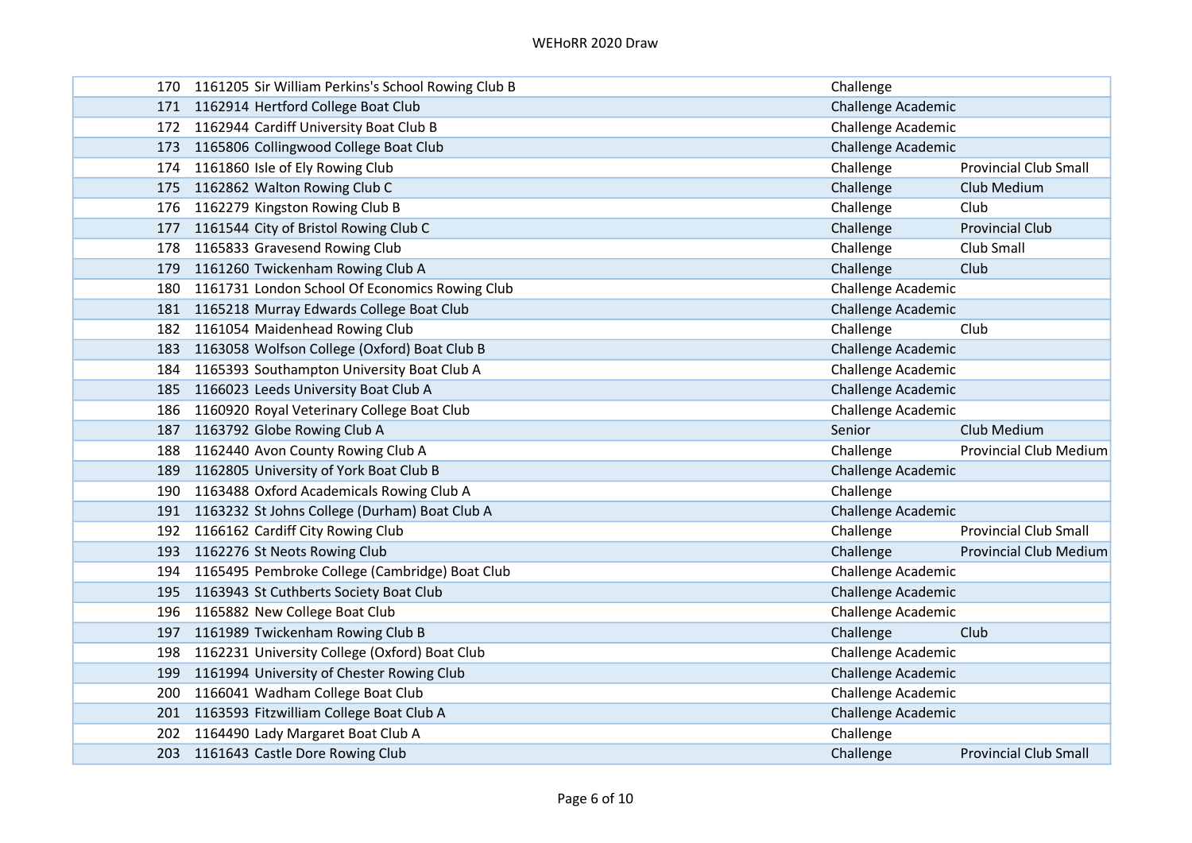| | | | | |
|---|---|---|---|---|
| 170 | 1161205 | Sir William Perkins's School Rowing Club B | Challenge | |
| 171 | 1162914 | Hertford College Boat Club | Challenge Academic | |
| 172 | 1162944 | Cardiff University Boat Club B | Challenge Academic | |
| 173 | 1165806 | Collingwood College Boat Club | Challenge Academic | |
| 174 | 1161860 | Isle of Ely Rowing Club | Challenge | Provincial Club Small |
| 175 | 1162862 | Walton Rowing Club C | Challenge | Club Medium |
| 176 | 1162279 | Kingston Rowing Club B | Challenge | Club |
| 177 | 1161544 | City of Bristol Rowing Club C | Challenge | Provincial Club |
| 178 | 1165833 | Gravesend Rowing Club | Challenge | Club Small |
| 179 | 1161260 | Twickenham Rowing Club A | Challenge | Club |
| 180 | 1161731 | London School Of Economics Rowing Club | Challenge Academic | |
| 181 | 1165218 | Murray Edwards College Boat Club | Challenge Academic | |
| 182 | 1161054 | Maidenhead Rowing Club | Challenge | Club |
| 183 | 1163058 | Wolfson College (Oxford) Boat Club B | Challenge Academic | |
| 184 | 1165393 | Southampton University Boat Club A | Challenge Academic | |
| 185 | 1166023 | Leeds University Boat Club A | Challenge Academic | |
| 186 | 1160920 | Royal Veterinary College Boat Club | Challenge Academic | |
| 187 | 1163792 | Globe Rowing Club A | Senior | Club Medium |
| 188 | 1162440 | Avon County Rowing Club A | Challenge | Provincial Club Medium |
| 189 | 1162805 | University of York Boat Club B | Challenge Academic | |
| 190 | 1163488 | Oxford Academicals Rowing Club A | Challenge | |
| 191 | 1163232 | St Johns College (Durham) Boat Club A | Challenge Academic | |
| 192 | 1166162 | Cardiff City Rowing Club | Challenge | Provincial Club Small |
| 193 | 1162276 | St Neots Rowing Club | Challenge | Provincial Club Medium |
| 194 | 1165495 | Pembroke College (Cambridge) Boat Club | Challenge Academic | |
| 195 | 1163943 | St Cuthberts Society Boat Club | Challenge Academic | |
| 196 | 1165882 | New College Boat Club | Challenge Academic | |
| 197 | 1161989 | Twickenham Rowing Club B | Challenge | Club |
| 198 | 1162231 | University College (Oxford) Boat Club | Challenge Academic | |
| 199 | 1161994 | University of Chester Rowing Club | Challenge Academic | |
| 200 | 1166041 | Wadham College Boat Club | Challenge Academic | |
| 201 | 1163593 | Fitzwilliam College Boat Club A | Challenge Academic | |
| 202 | 1164490 | Lady Margaret Boat Club A | Challenge | |
| 203 | 1161643 | Castle Dore Rowing Club | Challenge | Provincial Club Small |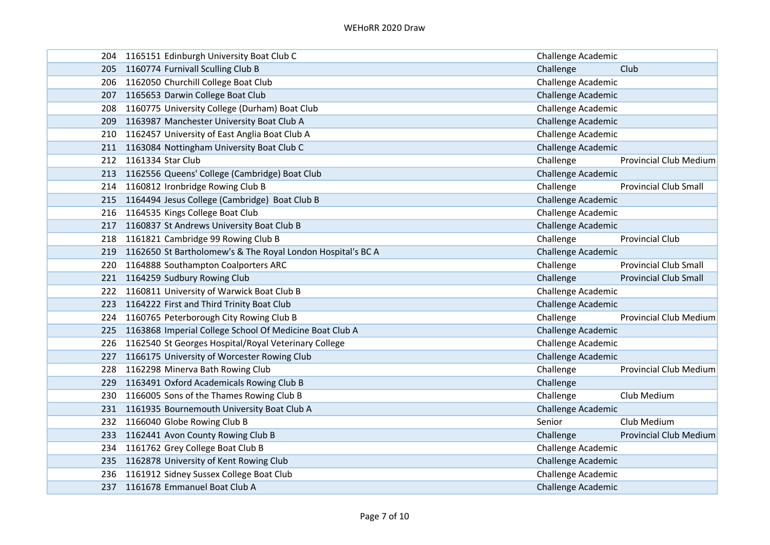| | | | | |
|---|---|---|---|---|
| 204 | 1165151 | Edinburgh University Boat Club C | Challenge Academic | |
| 205 | 1160774 | Furnivall Sculling Club B | Challenge | Club |
| 206 | 1162050 | Churchill College Boat Club | Challenge Academic | |
| 207 | 1165653 | Darwin College Boat Club | Challenge Academic | |
| 208 | 1160775 | University College (Durham) Boat Club | Challenge Academic | |
| 209 | 1163987 | Manchester University Boat Club A | Challenge Academic | |
| 210 | 1162457 | University of East Anglia Boat Club A | Challenge Academic | |
| 211 | 1163084 | Nottingham University Boat Club C | Challenge Academic | |
| 212 | 1161334 | Star Club | Challenge | Provincial Club Medium |
| 213 | 1162556 | Queens' College (Cambridge) Boat Club | Challenge Academic | |
| 214 | 1160812 | Ironbridge Rowing Club B | Challenge | Provincial Club Small |
| 215 | 1164494 | Jesus College (Cambridge) Boat Club B | Challenge Academic | |
| 216 | 1164535 | Kings College Boat Club | Challenge Academic | |
| 217 | 1160837 | St Andrews University Boat Club B | Challenge Academic | |
| 218 | 1161821 | Cambridge 99 Rowing Club B | Challenge | Provincial Club |
| 219 | 1162650 | St Bartholomew's & The Royal London Hospital's BC A | Challenge Academic | |
| 220 | 1164888 | Southampton Coalporters ARC | Challenge | Provincial Club Small |
| 221 | 1164259 | Sudbury Rowing Club | Challenge | Provincial Club Small |
| 222 | 1160811 | University of Warwick Boat Club B | Challenge Academic | |
| 223 | 1164222 | First and Third Trinity Boat Club | Challenge Academic | |
| 224 | 1160765 | Peterborough City Rowing Club B | Challenge | Provincial Club Medium |
| 225 | 1163868 | Imperial College School Of Medicine Boat Club A | Challenge Academic | |
| 226 | 1162540 | St Georges Hospital/Royal Veterinary College | Challenge Academic | |
| 227 | 1166175 | University of Worcester Rowing Club | Challenge Academic | |
| 228 | 1162298 | Minerva Bath Rowing Club | Challenge | Provincial Club Medium |
| 229 | 1163491 | Oxford Academicals Rowing Club B | Challenge | |
| 230 | 1166005 | Sons of the Thames Rowing Club B | Challenge | Club Medium |
| 231 | 1161935 | Bournemouth University Boat Club A | Challenge Academic | |
| 232 | 1166040 | Globe Rowing Club B | Senior | Club Medium |
| 233 | 1162441 | Avon County Rowing Club B | Challenge | Provincial Club Medium |
| 234 | 1161762 | Grey College Boat Club B | Challenge Academic | |
| 235 | 1162878 | University of Kent Rowing Club | Challenge Academic | |
| 236 | 1161912 | Sidney Sussex College Boat Club | Challenge Academic | |
| 237 | 1161678 | Emmanuel Boat Club A | Challenge Academic | |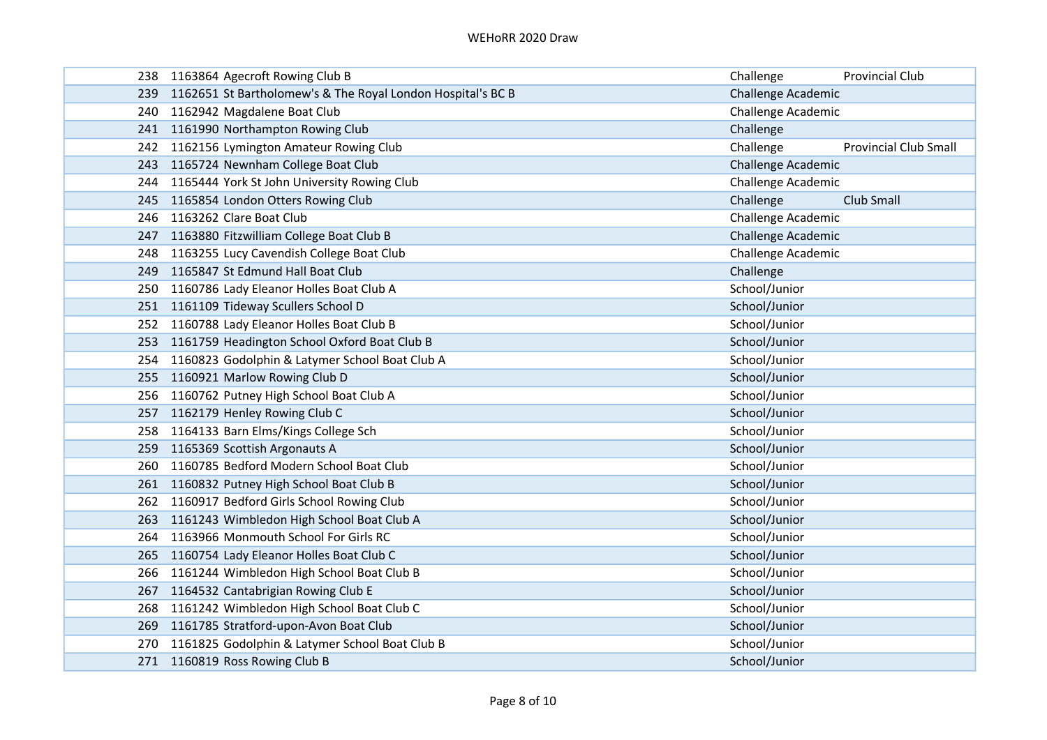| | | | | |
|---|---|---|---|---|
| 238 | 1163864 | Agecroft Rowing Club B | Challenge | Provincial Club |
| 239 | 1162651 | St Bartholomew's & The Royal London Hospital's BC B | Challenge Academic | |
| 240 | 1162942 | Magdalene Boat Club | Challenge Academic | |
| 241 | 1161990 | Northampton Rowing Club | Challenge | |
| 242 | 1162156 | Lymington Amateur Rowing Club | Challenge | Provincial Club Small |
| 243 | 1165724 | Newnham College Boat Club | Challenge Academic | |
| 244 | 1165444 | York St John University Rowing Club | Challenge Academic | |
| 245 | 1165854 | London Otters Rowing Club | Challenge | Club Small |
| 246 | 1163262 | Clare Boat Club | Challenge Academic | |
| 247 | 1163880 | Fitzwilliam College Boat Club B | Challenge Academic | |
| 248 | 1163255 | Lucy Cavendish College Boat Club | Challenge Academic | |
| 249 | 1165847 | St Edmund Hall Boat Club | Challenge | |
| 250 | 1160786 | Lady Eleanor Holles Boat Club A | School/Junior | |
| 251 | 1161109 | Tideway Scullers School D | School/Junior | |
| 252 | 1160788 | Lady Eleanor Holles Boat Club B | School/Junior | |
| 253 | 1161759 | Headington School Oxford Boat Club B | School/Junior | |
| 254 | 1160823 | Godolphin & Latymer School Boat Club A | School/Junior | |
| 255 | 1160921 | Marlow Rowing Club D | School/Junior | |
| 256 | 1160762 | Putney High School Boat Club A | School/Junior | |
| 257 | 1162179 | Henley Rowing Club C | School/Junior | |
| 258 | 1164133 | Barn Elms/Kings College Sch | School/Junior | |
| 259 | 1165369 | Scottish Argonauts A | School/Junior | |
| 260 | 1160785 | Bedford Modern School Boat Club | School/Junior | |
| 261 | 1160832 | Putney High School Boat Club B | School/Junior | |
| 262 | 1160917 | Bedford Girls School Rowing Club | School/Junior | |
| 263 | 1161243 | Wimbledon High School Boat Club A | School/Junior | |
| 264 | 1163966 | Monmouth School For Girls RC | School/Junior | |
| 265 | 1160754 | Lady Eleanor Holles Boat Club C | School/Junior | |
| 266 | 1161244 | Wimbledon High School Boat Club B | School/Junior | |
| 267 | 1164532 | Cantabrigian Rowing Club E | School/Junior | |
| 268 | 1161242 | Wimbledon High School Boat Club C | School/Junior | |
| 269 | 1161785 | Stratford-upon-Avon Boat Club | School/Junior | |
| 270 | 1161825 | Godolphin & Latymer School Boat Club B | School/Junior | |
| 271 | 1160819 | Ross Rowing Club B | School/Junior | |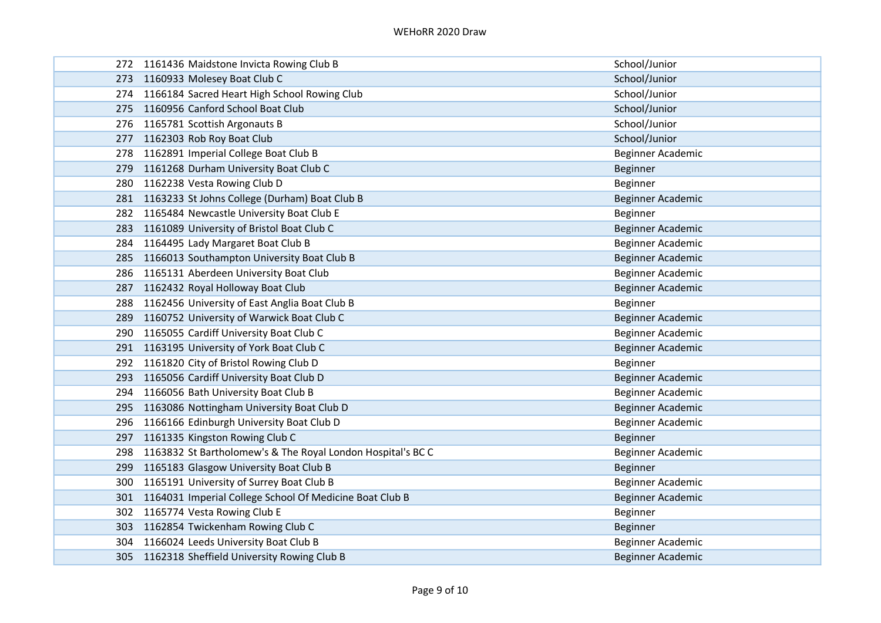| | | | |
|---|---|---|---|
| 272 | 1161436 | Maidstone Invicta Rowing Club B | School/Junior |
| 273 | 1160933 | Molesey Boat Club C | School/Junior |
| 274 | 1166184 | Sacred Heart High School Rowing Club | School/Junior |
| 275 | 1160956 | Canford School Boat Club | School/Junior |
| 276 | 1165781 | Scottish Argonauts B | School/Junior |
| 277 | 1162303 | Rob Roy Boat Club | School/Junior |
| 278 | 1162891 | Imperial College Boat Club B | Beginner Academic |
| 279 | 1161268 | Durham University Boat Club C | Beginner |
| 280 | 1162238 | Vesta Rowing Club D | Beginner |
| 281 | 1163233 | St Johns College (Durham) Boat Club B | Beginner Academic |
| 282 | 1165484 | Newcastle University Boat Club E | Beginner |
| 283 | 1161089 | University of Bristol Boat Club C | Beginner Academic |
| 284 | 1164495 | Lady Margaret Boat Club B | Beginner Academic |
| 285 | 1166013 | Southampton University Boat Club B | Beginner Academic |
| 286 | 1165131 | Aberdeen University Boat Club | Beginner Academic |
| 287 | 1162432 | Royal Holloway Boat Club | Beginner Academic |
| 288 | 1162456 | University of East Anglia Boat Club B | Beginner |
| 289 | 1160752 | University of Warwick Boat Club C | Beginner Academic |
| 290 | 1165055 | Cardiff University Boat Club C | Beginner Academic |
| 291 | 1163195 | University of York Boat Club C | Beginner Academic |
| 292 | 1161820 | City of Bristol Rowing Club D | Beginner |
| 293 | 1165056 | Cardiff University Boat Club D | Beginner Academic |
| 294 | 1166056 | Bath University Boat Club B | Beginner Academic |
| 295 | 1163086 | Nottingham University Boat Club D | Beginner Academic |
| 296 | 1166166 | Edinburgh University Boat Club D | Beginner Academic |
| 297 | 1161335 | Kingston Rowing Club C | Beginner |
| 298 | 1163832 | St Bartholomew's & The Royal London Hospital's BC C | Beginner Academic |
| 299 | 1165183 | Glasgow University Boat Club B | Beginner |
| 300 | 1165191 | University of Surrey Boat Club B | Beginner Academic |
| 301 | 1164031 | Imperial College School Of Medicine Boat Club B | Beginner Academic |
| 302 | 1165774 | Vesta Rowing Club E | Beginner |
| 303 | 1162854 | Twickenham Rowing Club C | Beginner |
| 304 | 1166024 | Leeds University Boat Club B | Beginner Academic |
| 305 | 1162318 | Sheffield University Rowing Club B | Beginner Academic |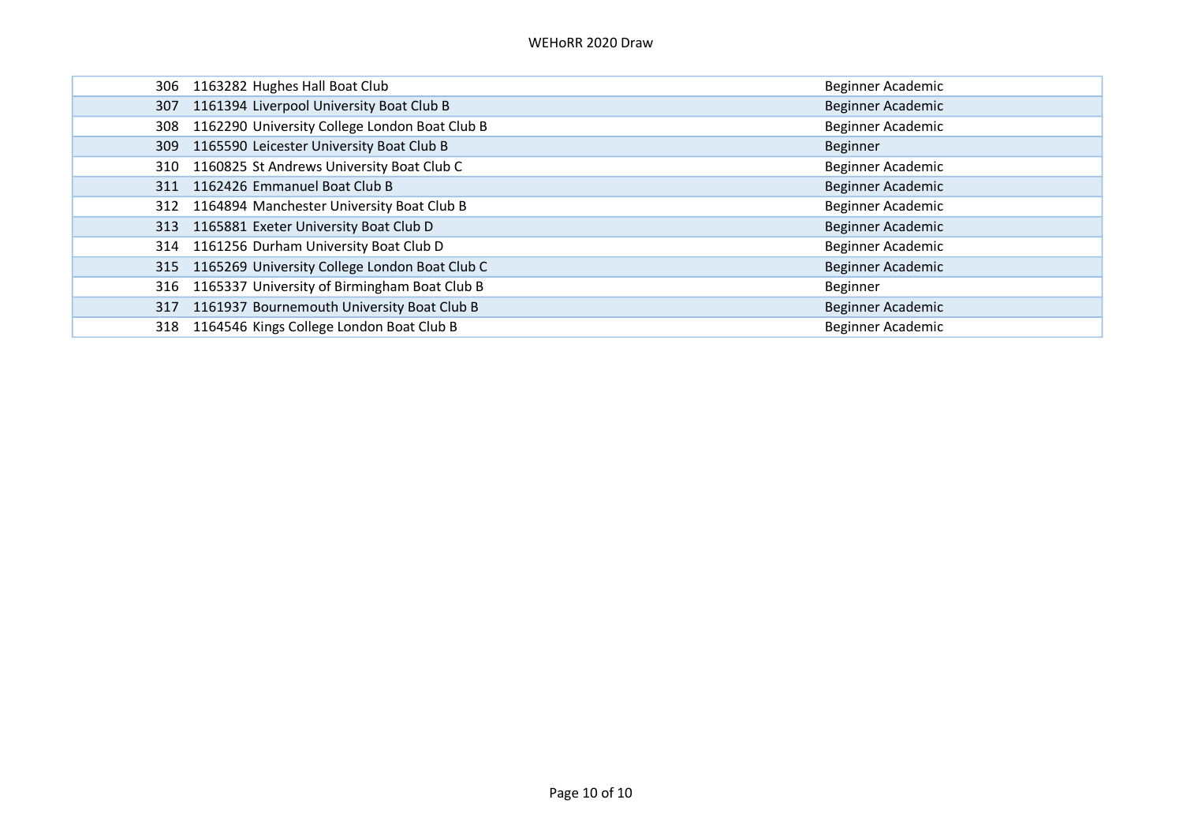| | | | |
|---|---|---|---|
| 306 | 1163282 | Hughes Hall Boat Club | Beginner Academic |
| 307 | 1161394 | Liverpool University Boat Club B | Beginner Academic |
| 308 | 1162290 | University College London Boat Club B | Beginner Academic |
| 309 | 1165590 | Leicester University Boat Club B | Beginner |
| 310 | 1160825 | St Andrews University Boat Club C | Beginner Academic |
| 311 | 1162426 | Emmanuel Boat Club B | Beginner Academic |
| 312 | 1164894 | Manchester University Boat Club B | Beginner Academic |
| 313 | 1165881 | Exeter University Boat Club D | Beginner Academic |
| 314 | 1161256 | Durham University Boat Club D | Beginner Academic |
| 315 | 1165269 | University College London Boat Club C | Beginner Academic |
| 316 | 1165337 | University of Birmingham Boat Club B | Beginner |
| 317 | 1161937 | Bournemouth University Boat Club B | Beginner Academic |
| 318 | 1164546 | Kings College London Boat Club B | Beginner Academic |